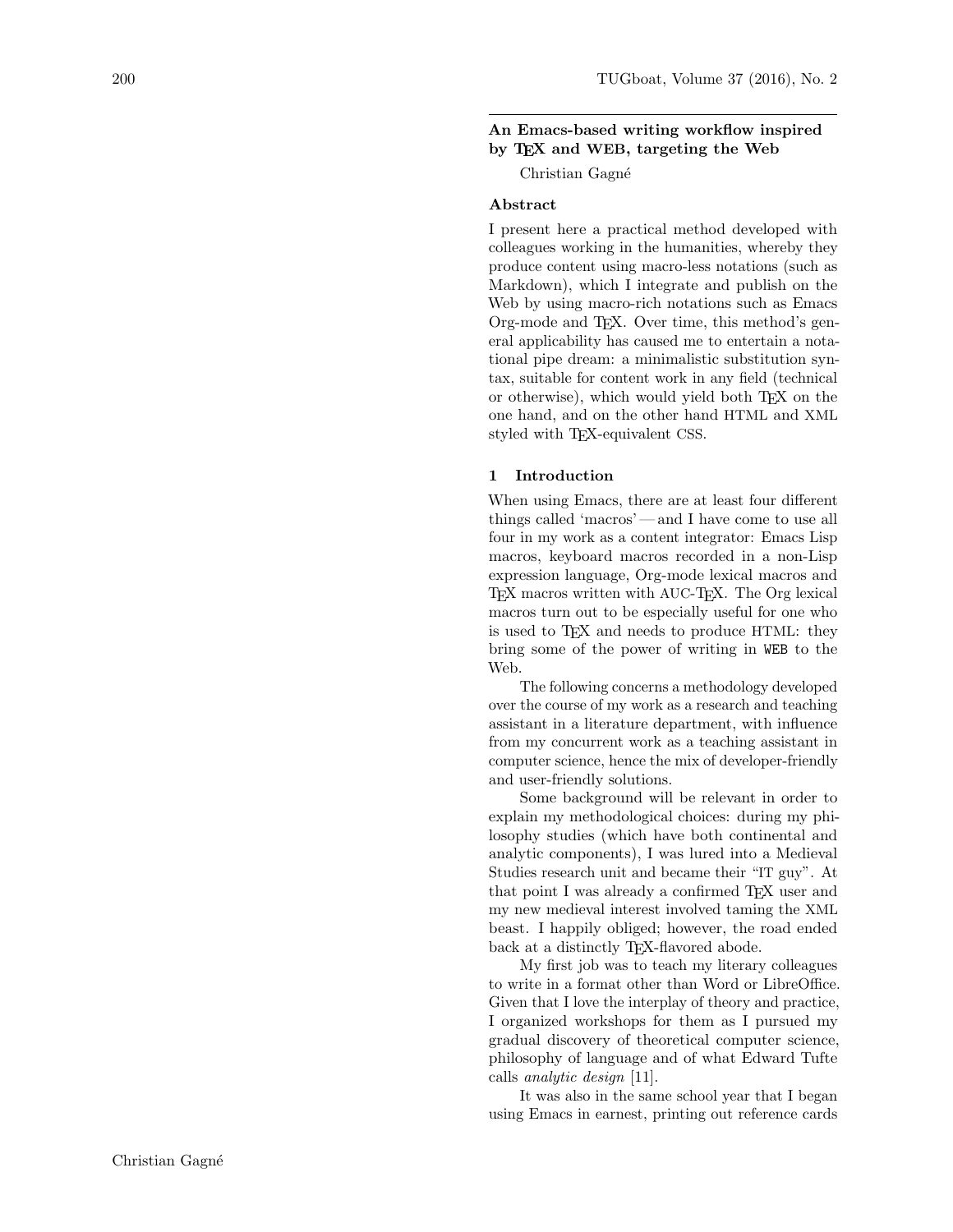# An Emacs-based writing workflow inspired by TeX and WEB, targeting the Web

Christian Gagné

## Abstract

I present here a practical method developed with colleagues working in the humanities, whereby they produce content using macro-less notations (such as Markdown), which I integrate and publish on the Web by using macro-rich notations such as Emacs Org-mode and TeX. Over time, this method's general applicability has caused me to entertain a notational pipe dream: a minimalistic substitution syntax, suitable for content work in any field (technical or otherwise), which would yield both TeX on the one hand, and on the other hand HTML and XML styled with TeX-equivalent CSS.

## 1 Introduction

When using Emacs, there are at least four different things called 'macros' — and I have come to use all four in my work as a content integrator: Emacs Lisp macros, keyboard macros recorded in a non-Lisp expression language, Org-mode lexical macros and TeX macros written with AUC-TeX. The Org lexical macros turn out to be especially useful for one who is used to TeX and needs to produce HTML: they bring some of the power of writing in `WEB` to the Web.

The following concerns a methodology developed over the course of my work as a research and teaching assistant in a literature department, with influence from my concurrent work as a teaching assistant in computer science, hence the mix of developer-friendly and user-friendly solutions.

Some background will be relevant in order to explain my methodological choices: during my philosophy studies (which have both continental and analytic components), I was lured into a Medieval Studies research unit and became their "IT guy". At that point I was already a confirmed TeX user and my new medieval interest involved taming the XML beast. I happily obliged; however, the road ended back at a distinctly TeX-flavored abode.

My first job was to teach my literary colleagues to write in a format other than Word or LibreOffice. Given that I love the interplay of theory and practice, I organized workshops for them as I pursued my gradual discovery of theoretical computer science, philosophy of language and of what Edward Tufte calls *analytic design* [11].

It was also in the same school year that I began using Emacs in earnest, printing out reference cards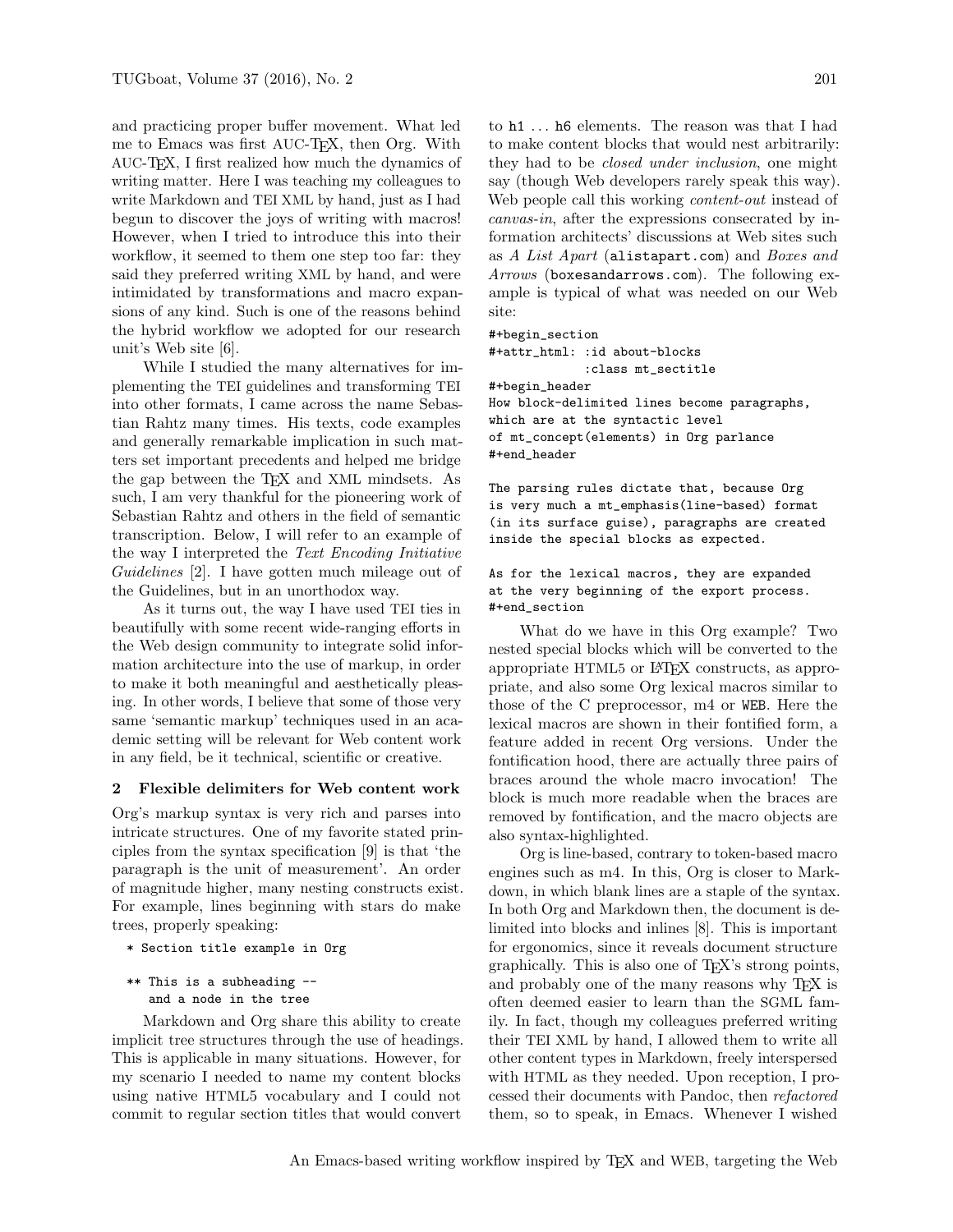and practicing proper buffer movement. What led me to Emacs was first AUC-TeX, then Org. With AUC-TeX, I first realized how much the dynamics of writing matter. Here I was teaching my colleagues to write Markdown and TEI XML by hand, just as I had begun to discover the joys of writing with macros! However, when I tried to introduce this into their workflow, it seemed to them one step too far: they said they preferred writing XML by hand, and were intimidated by transformations and macro expansions of any kind. Such is one of the reasons behind the hybrid workflow we adopted for our research unit's Web site [6].

While I studied the many alternatives for implementing the TEI guidelines and transforming TEI into other formats, I came across the name Sebastian Rahtz many times. His texts, code examples and generally remarkable implication in such matters set important precedents and helped me bridge the gap between the TeX and XML mindsets. As such, I am very thankful for the pioneering work of Sebastian Rahtz and others in the field of semantic transcription. Below, I will refer to an example of the way I interpreted the *Text Encoding Initiative Guidelines* [2]. I have gotten much mileage out of the Guidelines, but in an unorthodox way.

As it turns out, the way I have used TEI ties in beautifully with some recent wide-ranging efforts in the Web design community to integrate solid information architecture into the use of markup, in order to make it both meaningful and aesthetically pleasing. In other words, I believe that some of those very same 'semantic markup' techniques used in an academic setting will be relevant for Web content work in any field, be it technical, scientific or creative.

## 2 Flexible delimiters for Web content work

Org's markup syntax is very rich and parses into intricate structures. One of my favorite stated principles from the syntax specification [9] is that 'the paragraph is the unit of measurement'. An order of magnitude higher, many nesting constructs exist. For example, lines beginning with stars do make trees, properly speaking:

```
* Section title example in Org

** This is a subheading --
   and a node in the tree
```

Markdown and Org share this ability to create implicit tree structures through the use of headings. This is applicable in many situations. However, for my scenario I needed to name my content blocks using native HTML5 vocabulary and I could not commit to regular section titles that would convert to h1 ... h6 elements. The reason was that I had to make content blocks that would nest arbitrarily: they had to be *closed under inclusion*, one might say (though Web developers rarely speak this way). Web people call this working *content-out* instead of *canvas-in*, after the expressions consecrated by information architects' discussions at Web sites such as *A List Apart* (alistapart.com) and *Boxes and Arrows* (boxesandarrows.com). The following example is typical of what was needed on our Web site:

```
#+begin_section
#+attr_html: :id about-blocks
             :class mt_sectitle
#+begin_header
How block-delimited lines become paragraphs,
which are at the syntactic level
of mt_concept(elements) in Org parlance
#+end_header

The parsing rules dictate that, because Org
is very much a mt_emphasis(line-based) format
(in its surface guise), paragraphs are created
inside the special blocks as expected.

As for the lexical macros, they are expanded
at the very beginning of the export process.
#+end_section
```

What do we have in this Org example? Two nested special blocks which will be converted to the appropriate HTML5 or LaTeX constructs, as appropriate, and also some Org lexical macros similar to those of the C preprocessor, m4 or WEB. Here the lexical macros are shown in their fontified form, a feature added in recent Org versions. Under the fontification hood, there are actually three pairs of braces around the whole macro invocation! The block is much more readable when the braces are removed by fontification, and the macro objects are also syntax-highlighted.

Org is line-based, contrary to token-based macro engines such as m4. In this, Org is closer to Markdown, in which blank lines are a staple of the syntax. In both Org and Markdown then, the document is delimited into blocks and inlines [8]. This is important for ergonomics, since it reveals document structure graphically. This is also one of TeX's strong points, and probably one of the many reasons why TeX is often deemed easier to learn than the SGML family. In fact, though my colleagues preferred writing their TEI XML by hand, I allowed them to write all other content types in Markdown, freely interspersed with HTML as they needed. Upon reception, I processed their documents with Pandoc, then *refactored* them, so to speak, in Emacs. Whenever I wished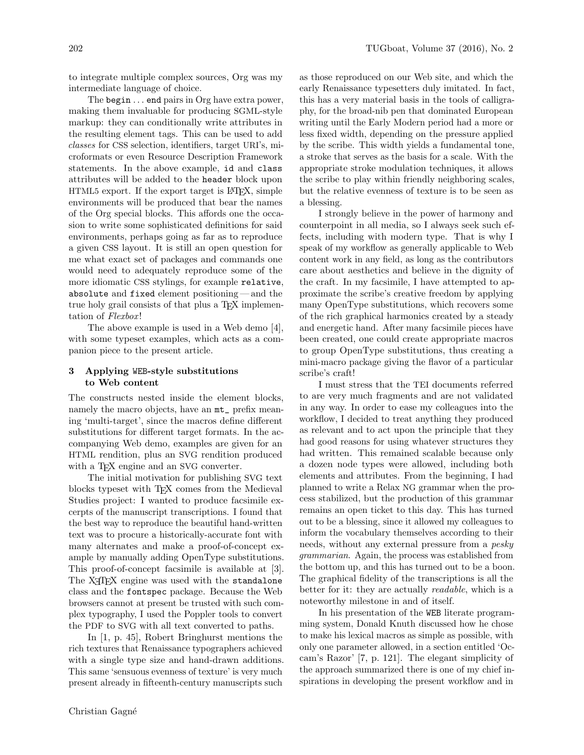to integrate multiple complex sources, Org was my intermediate language of choice.

The begin ... end pairs in Org have extra power, making them invaluable for producing SGML-style markup: they can conditionally write attributes in the resulting element tags. This can be used to add *classes* for CSS selection, identifiers, target URI's, microformats or even Resource Description Framework statements. In the above example, `id` and `class` attributes will be added to the `header` block upon HTML5 export. If the export target is LaTeX, simple environments will be produced that bear the names of the Org special blocks. This affords one the occasion to write some sophisticated definitions for said environments, perhaps going as far as to reproduce a given CSS layout. It is still an open question for me what exact set of packages and commands one would need to adequately reproduce some of the more idiomatic CSS stylings, for example `relative`, `absolute` and `fixed` element positioning — and the true holy grail consists of that plus a TeX implementation of *Flexbox*!

The above example is used in a Web demo [4], with some typeset examples, which acts as a companion piece to the present article.

## 3 Applying WEB-style substitutions to Web content

The constructs nested inside the element blocks, namely the macro objects, have an `mt_` prefix meaning 'multi-target', since the macros define different substitutions for different target formats. In the accompanying Web demo, examples are given for an HTML rendition, plus an SVG rendition produced with a TeX engine and an SVG converter.

The initial motivation for publishing SVG text blocks typeset with TeX comes from the Medieval Studies project: I wanted to produce facsimile excerpts of the manuscript transcriptions. I found that the best way to reproduce the beautiful hand-written text was to procure a historically-accurate font with many alternates and make a proof-of-concept example by manually adding OpenType substitutions. This proof-of-concept facsimile is available at [3]. The XeTeX engine was used with the `standalone` class and the `fontspec` package. Because the Web browsers cannot at present be trusted with such complex typography, I used the Poppler tools to convert the PDF to SVG with all text converted to paths.

In [1, p. 45], Robert Bringhurst mentions the rich textures that Renaissance typographers achieved with a single type size and hand-drawn additions. This same 'sensuous evenness of texture' is very much present already in fifteenth-century manuscripts such as those reproduced on our Web site, and which the early Renaissance typesetters duly imitated. In fact, this has a very material basis in the tools of calligraphy, for the broad-nib pen that dominated European writing until the Early Modern period had a more or less fixed width, depending on the pressure applied by the scribe. This width yields a fundamental tone, a stroke that serves as the basis for a scale. With the appropriate stroke modulation techniques, it allows the scribe to play within friendly neighboring scales, but the relative evenness of texture is to be seen as a blessing.

I strongly believe in the power of harmony and counterpoint in all media, so I always seek such effects, including with modern type. That is why I speak of my workflow as generally applicable to Web content work in any field, as long as the contributors care about aesthetics and believe in the dignity of the craft. In my facsimile, I have attempted to approximate the scribe's creative freedom by applying many OpenType substitutions, which recovers some of the rich graphical harmonics created by a steady and energetic hand. After many facsimile pieces have been created, one could create appropriate macros to group OpenType substitutions, thus creating a mini-macro package giving the flavor of a particular scribe's craft!

I must stress that the TEI documents referred to are very much fragments and are not validated in any way. In order to ease my colleagues into the workflow, I decided to treat anything they produced as relevant and to act upon the principle that they had good reasons for using whatever structures they had written. This remained scalable because only a dozen node types were allowed, including both elements and attributes. From the beginning, I had planned to write a Relax NG grammar when the process stabilized, but the production of this grammar remains an open ticket to this day. This has turned out to be a blessing, since it allowed my colleagues to inform the vocabulary themselves according to their needs, without any external pressure from a *pesky grammarian*. Again, the process was established from the bottom up, and this has turned out to be a boon. The graphical fidelity of the transcriptions is all the better for it: they are actually *readable*, which is a noteworthy milestone in and of itself.

In his presentation of the WEB literate programming system, Donald Knuth discussed how he chose to make his lexical macros as simple as possible, with only one parameter allowed, in a section entitled 'Occam's Razor' [7, p. 121]. The elegant simplicity of the approach summarized there is one of my chief inspirations in developing the present workflow and in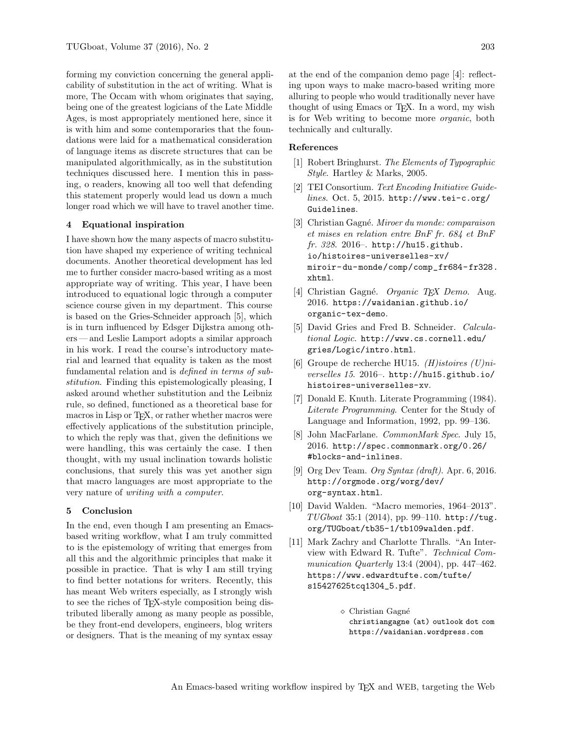forming my conviction concerning the general applicability of substitution in the act of writing. What is more, The Occam with whom originates that saying, being one of the greatest logicians of the Late Middle Ages, is most appropriately mentioned here, since it is with him and some contemporaries that the foundations were laid for a mathematical consideration of language items as discrete structures that can be manipulated algorithmically, as in the substitution techniques discussed here. I mention this in passing, o readers, knowing all too well that defending this statement properly would lead us down a much longer road which we will have to travel another time.

## 4 Equational inspiration

I have shown how the many aspects of macro substitution have shaped my experience of writing technical documents. Another theoretical development has led me to further consider macro-based writing as a most appropriate way of writing. This year, I have been introduced to equational logic through a computer science course given in my department. This course is based on the Gries-Schneider approach [5], which is in turn influenced by Edsger Dijkstra among others — and Leslie Lamport adopts a similar approach in his work. I read the course's introductory material and learned that equality is taken as the most fundamental relation and is *defined in terms of substitution*. Finding this epistemologically pleasing, I asked around whether substitution and the Leibniz rule, so defined, functioned as a theoretical base for macros in Lisp or TeX, or rather whether macros were effectively applications of the substitution principle, to which the reply was that, given the definitions we were handling, this was certainly the case. I then thought, with my usual inclination towards holistic conclusions, that surely this was yet another sign that macro languages are most appropriate to the very nature of *writing with a computer*.

## 5 Conclusion

In the end, even though I am presenting an Emacs-based writing workflow, what I am truly committed to is the epistemology of writing that emerges from all this and the algorithmic principles that make it possible in practice. That is why I am still trying to find better notations for writers. Recently, this has meant Web writers especially, as I strongly wish to see the riches of TeX-style composition being distributed liberally among as many people as possible, be they front-end developers, engineers, blog writers or designers. That is the meaning of my syntax essay at the end of the companion demo page [4]: reflecting upon ways to make macro-based writing more alluring to people who would traditionally never have thought of using Emacs or TeX. In a word, my wish is for Web writing to become more *organic*, both technically and culturally.

## References

[1] Robert Bringhurst. *The Elements of Typographic Style*. Hartley & Marks, 2005.

[2] TEI Consortium. *Text Encoding Initiative Guidelines*. Oct. 5, 2015. http://www.tei-c.org/Guidelines.

[3] Christian Gagné. *Miroer du monde: comparaison et mises en relation entre BnF fr. 684 et BnF fr. 328*. 2016–. http://hu15.github.io/histoires-universelles-xv/miroir-du-monde/comp/comp_fr684-fr328.xhtml.

[4] Christian Gagné. *Organic TeX Demo*. Aug. 2016. https://waidanian.github.io/organic-tex-demo.

[5] David Gries and Fred B. Schneider. *Calculational Logic*. http://www.cs.cornell.edu/gries/Logic/intro.html.

[6] Groupe de recherche HU15. *(H)istoires (U)niverselles 15*. 2016–. http://hu15.github.io/histoires-universelles-xv.

[7] Donald E. Knuth. Literate Programming (1984). *Literate Programming*. Center for the Study of Language and Information, 1992, pp. 99–136.

[8] John MacFarlane. *CommonMark Spec*. July 15, 2016. http://spec.commonmark.org/0.26/#blocks-and-inlines.

[9] Org Dev Team. *Org Syntax (draft)*. Apr. 6, 2016. http://orgmode.org/worg/dev/org-syntax.html.

[10] David Walden. "Macro memories, 1964–2013". *TUGboat* 35:1 (2014), pp. 99–110. http://tug.org/TUGboat/tb35-1/tb109walden.pdf.

[11] Mark Zachry and Charlotte Thralls. "An Interview with Edward R. Tufte". *Technical Communication Quarterly* 13:4 (2004), pp. 447–462. https://www.edwardtufte.com/tufte/s15427625tcq1304_5.pdf.

◇ Christian Gagné
christiangagne (at) outlook dot com
https://waidanian.wordpress.com